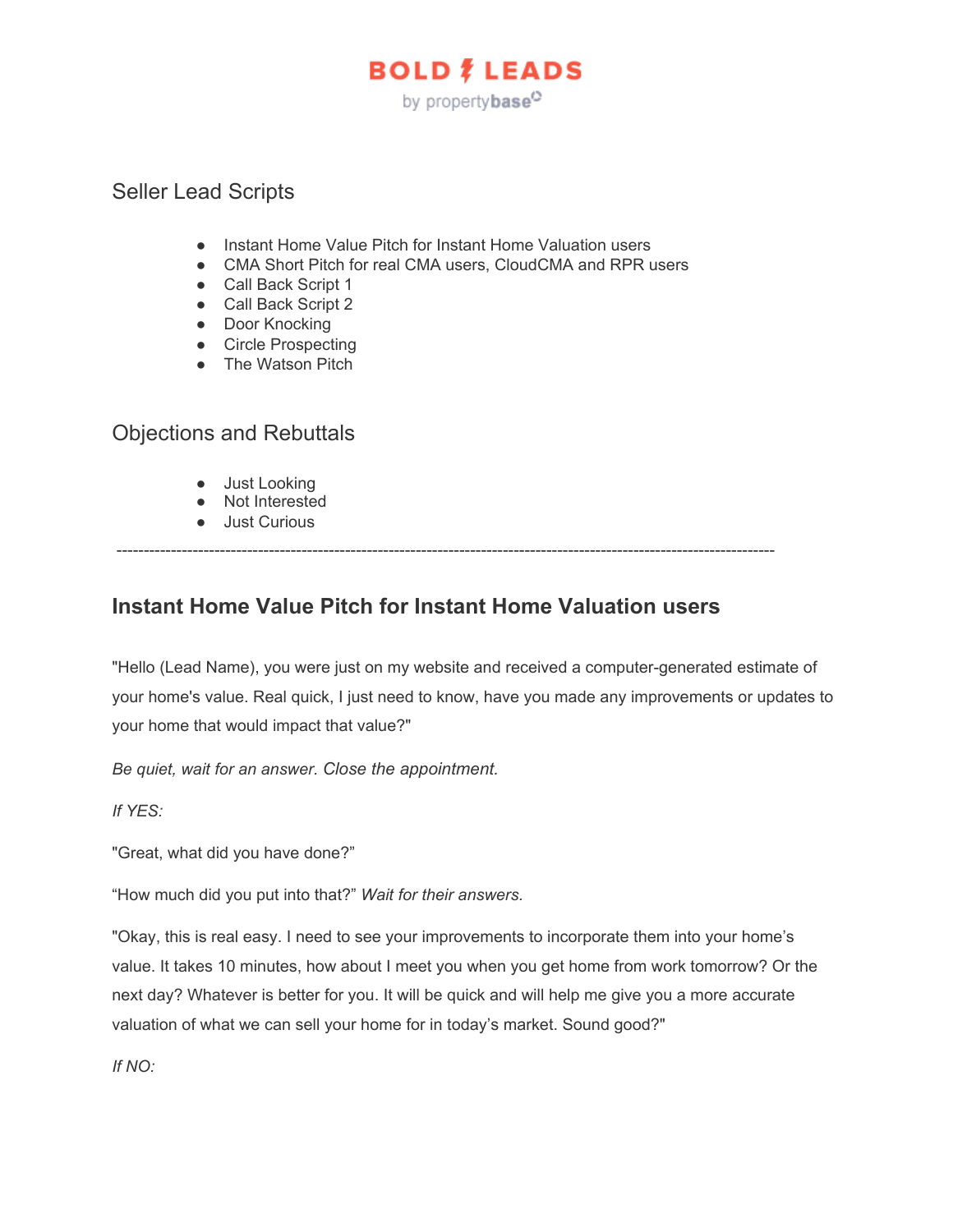BOLD LEADS

by propertybase

## Seller Lead Scripts

- Instant Home Value Pitch for Instant Home Valuation users
- CMA Short Pitch for real CMA users, CloudCMA and RPR users
- Call Back Script 1
- Call Back Script 2
- Door Knocking
- Circle Prospecting
- The Watson Pitch

## Objections and Rebuttals

- Just Looking
- Not Interested
- Just Curious

---

### Instant Home Value Pitch for Instant Home Valuation users

"Hello (Lead Name), you were just on my website and received a computer-generated estimate of your home's value. Real quick, I just need to know, have you made any improvements or updates to your home that would impact that value?"

*Be quiet, wait for an answer. Close the appointment.*

*If YES:*

"Great, what did you have done?"

"How much did you put into that?" *Wait for their answers.*

"Okay, this is real easy. I need to see your improvements to incorporate them into your home's value. It takes 10 minutes, how about I meet you when you get home from work tomorrow? Or the next day? Whatever is better for you. It will be quick and will help me give you a more accurate valuation of what we can sell your home for in today's market. Sound good?"

*If NO:*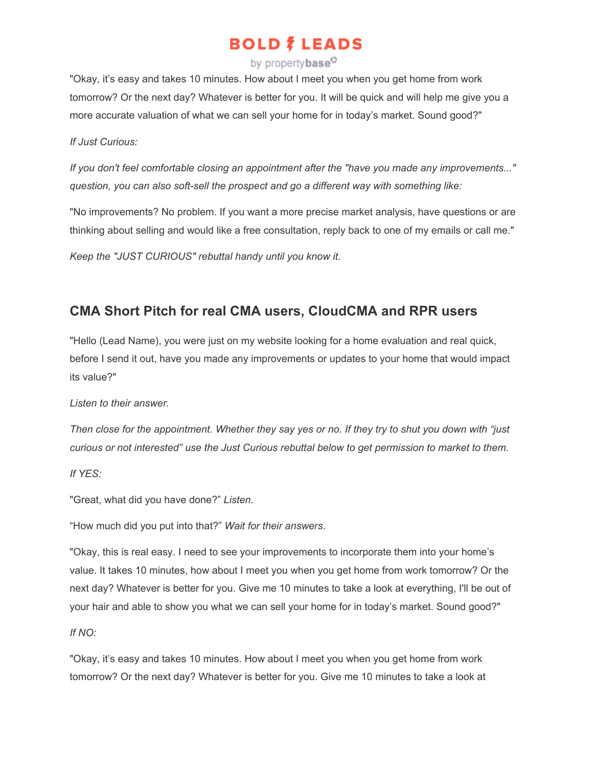"Okay, it's easy and takes 10 minutes. How about I meet you when you get home from work tomorrow? Or the next day? Whatever is better for you. It will be quick and will help me give you a more accurate valuation of what we can sell your home for in today's market. Sound good?"

*If Just Curious:*

*If you don't feel comfortable closing an appointment after the "have you made any improvements..." question, you can also soft-sell the prospect and go a different way with something like:*

"No improvements? No problem. If you want a more precise market analysis, have questions or are thinking about selling and would like a free consultation, reply back to one of my emails or call me."

*Keep the "JUST CURIOUS" rebuttal handy until you know it.*

## CMA Short Pitch for real CMA users, CloudCMA and RPR users

"Hello (Lead Name), you were just on my website looking for a home evaluation and real quick, before I send it out, have you made any improvements or updates to your home that would impact its value?"

*Listen to their answer.*

*Then close for the appointment. Whether they say yes or no. If they try to shut you down with "just curious or not interested" use the Just Curious rebuttal below to get permission to market to them.*

*If YES:*

"Great, what did you have done?" *Listen.*

"How much did you put into that?" *Wait for their answers*.

"Okay, this is real easy. I need to see your improvements to incorporate them into your home's value. It takes 10 minutes, how about I meet you when you get home from work tomorrow? Or the next day? Whatever is better for you. Give me 10 minutes to take a look at everything, I'll be out of your hair and able to show you what we can sell your home for in today's market. Sound good?"

*If NO:*

"Okay, it's easy and takes 10 minutes. How about I meet you when you get home from work tomorrow? Or the next day? Whatever is better for you. Give me 10 minutes to take a look at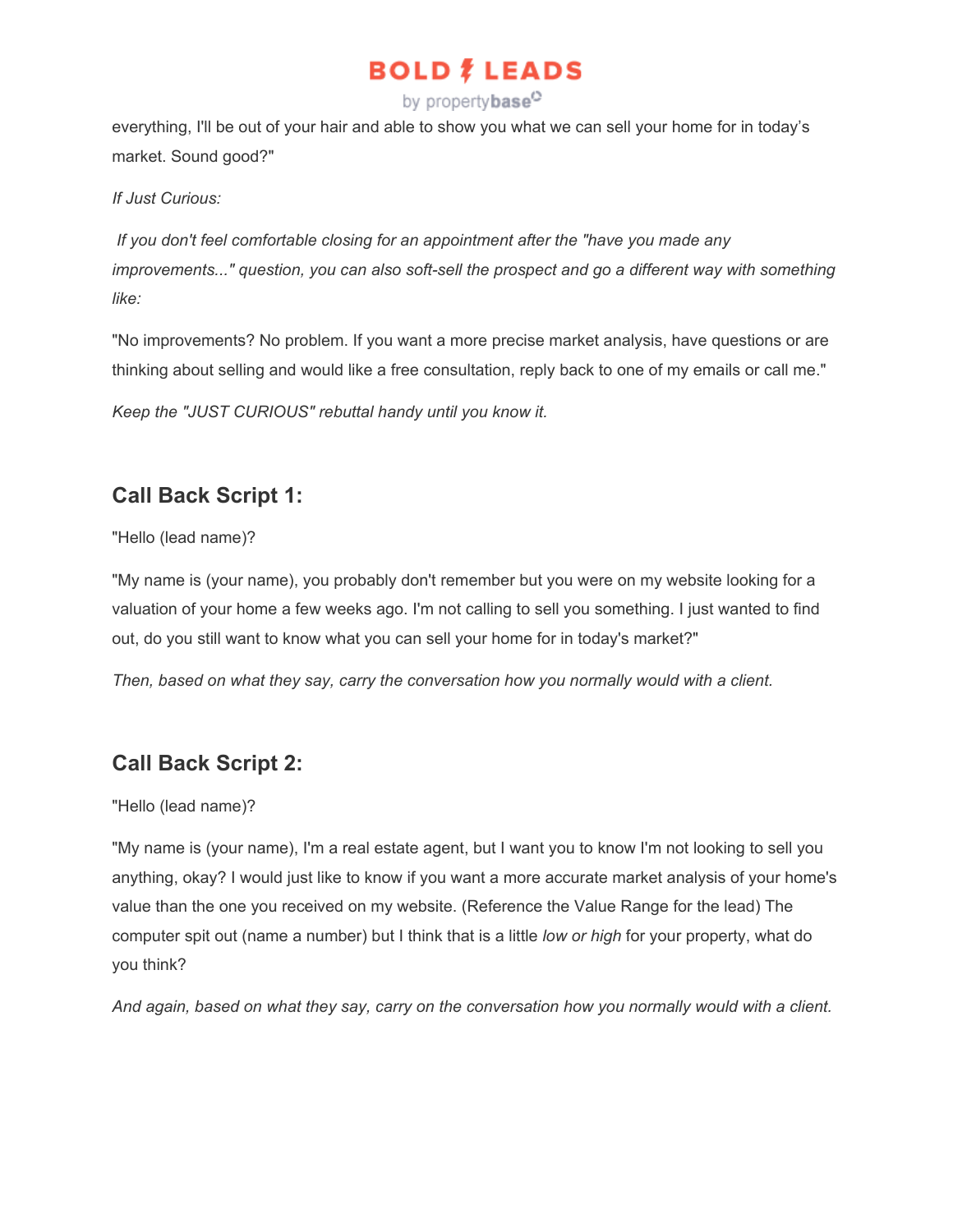everything, I'll be out of your hair and able to show you what we can sell your home for in today's market. Sound good?"

*If Just Curious:*

*If you don't feel comfortable closing for an appointment after the "have you made any improvements..." question, you can also soft-sell the prospect and go a different way with something like:*

"No improvements? No problem. If you want a more precise market analysis, have questions or are thinking about selling and would like a free consultation, reply back to one of my emails or call me."

*Keep the "JUST CURIOUS" rebuttal handy until you know it.*

## Call Back Script 1:

"Hello (lead name)?

"My name is (your name), you probably don't remember but you were on my website looking for a valuation of your home a few weeks ago. I'm not calling to sell you something. I just wanted to find out, do you still want to know what you can sell your home for in today's market?"

*Then, based on what they say, carry the conversation how you normally would with a client.*

## Call Back Script 2:

"Hello (lead name)?

"My name is (your name), I'm a real estate agent, but I want you to know I'm not looking to sell you anything, okay? I would just like to know if you want a more accurate market analysis of your home's value than the one you received on my website. (Reference the Value Range for the lead) The computer spit out (name a number) but I think that is a little *low or high* for your property, what do you think?

*And again, based on what they say, carry on the conversation how you normally would with a client.*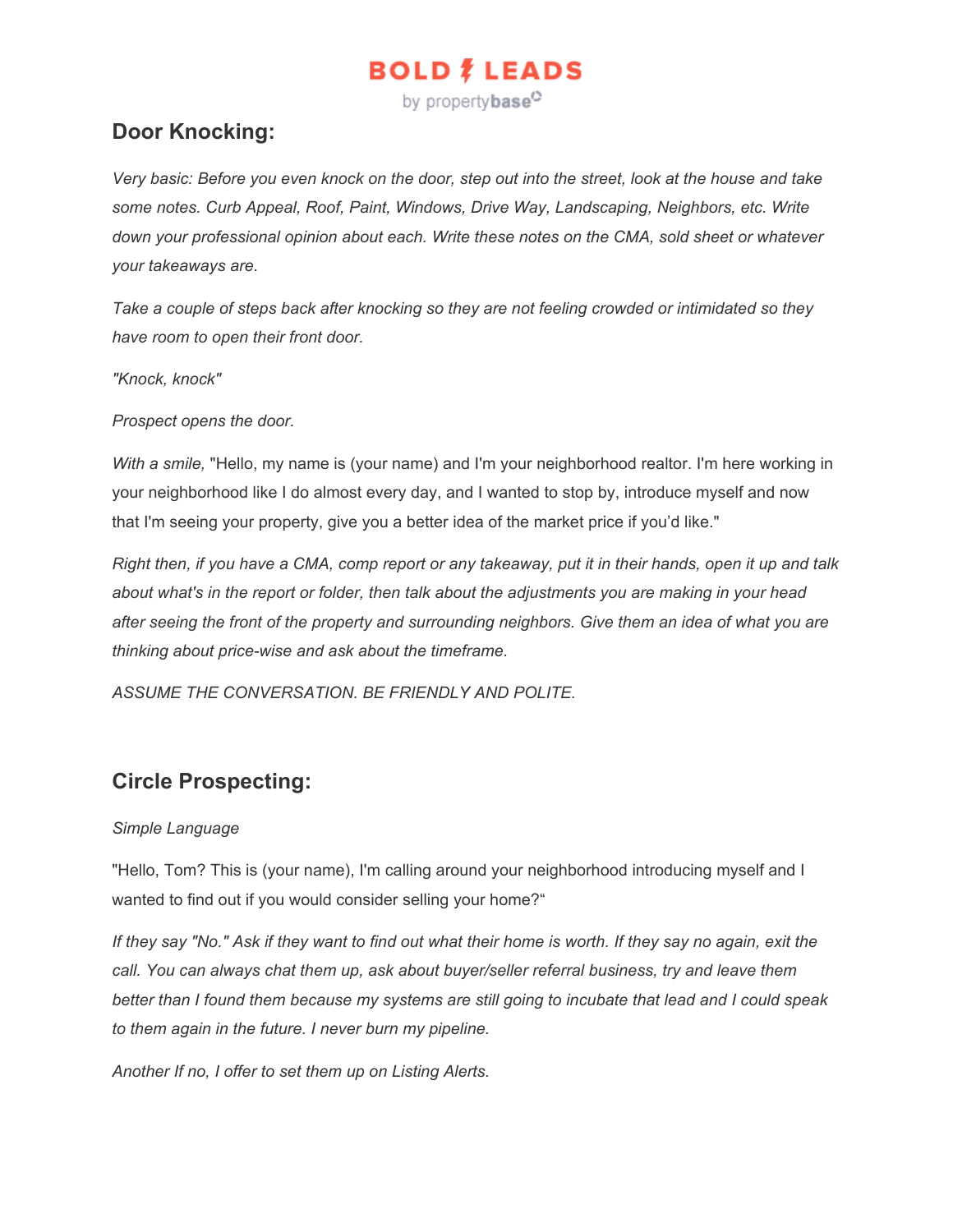## Door Knocking:

*Very basic: Before you even knock on the door, step out into the street, look at the house and take some notes. Curb Appeal, Roof, Paint, Windows, Drive Way, Landscaping, Neighbors, etc. Write down your professional opinion about each. Write these notes on the CMA, sold sheet or whatever your takeaways are.*

*Take a couple of steps back after knocking so they are not feeling crowded or intimidated so they have room to open their front door.*

*"Knock, knock"*

*Prospect opens the door.*

*With a smile,* "Hello, my name is (your name) and I'm your neighborhood realtor. I'm here working in your neighborhood like I do almost every day, and I wanted to stop by, introduce myself and now that I'm seeing your property, give you a better idea of the market price if you'd like."

*Right then, if you have a CMA, comp report or any takeaway, put it in their hands, open it up and talk about what's in the report or folder, then talk about the adjustments you are making in your head after seeing the front of the property and surrounding neighbors. Give them an idea of what you are thinking about price-wise and ask about the timeframe.*

*ASSUME THE CONVERSATION. BE FRIENDLY AND POLITE.*

## Circle Prospecting:

*Simple Language*

"Hello, Tom? This is (your name), I'm calling around your neighborhood introducing myself and I wanted to find out if you would consider selling your home?"

*If they say "No." Ask if they want to find out what their home is worth. If they say no again, exit the call. You can always chat them up, ask about buyer/seller referral business, try and leave them better than I found them because my systems are still going to incubate that lead and I could speak to them again in the future. I never burn my pipeline.*

*Another If no, I offer to set them up on Listing Alerts.*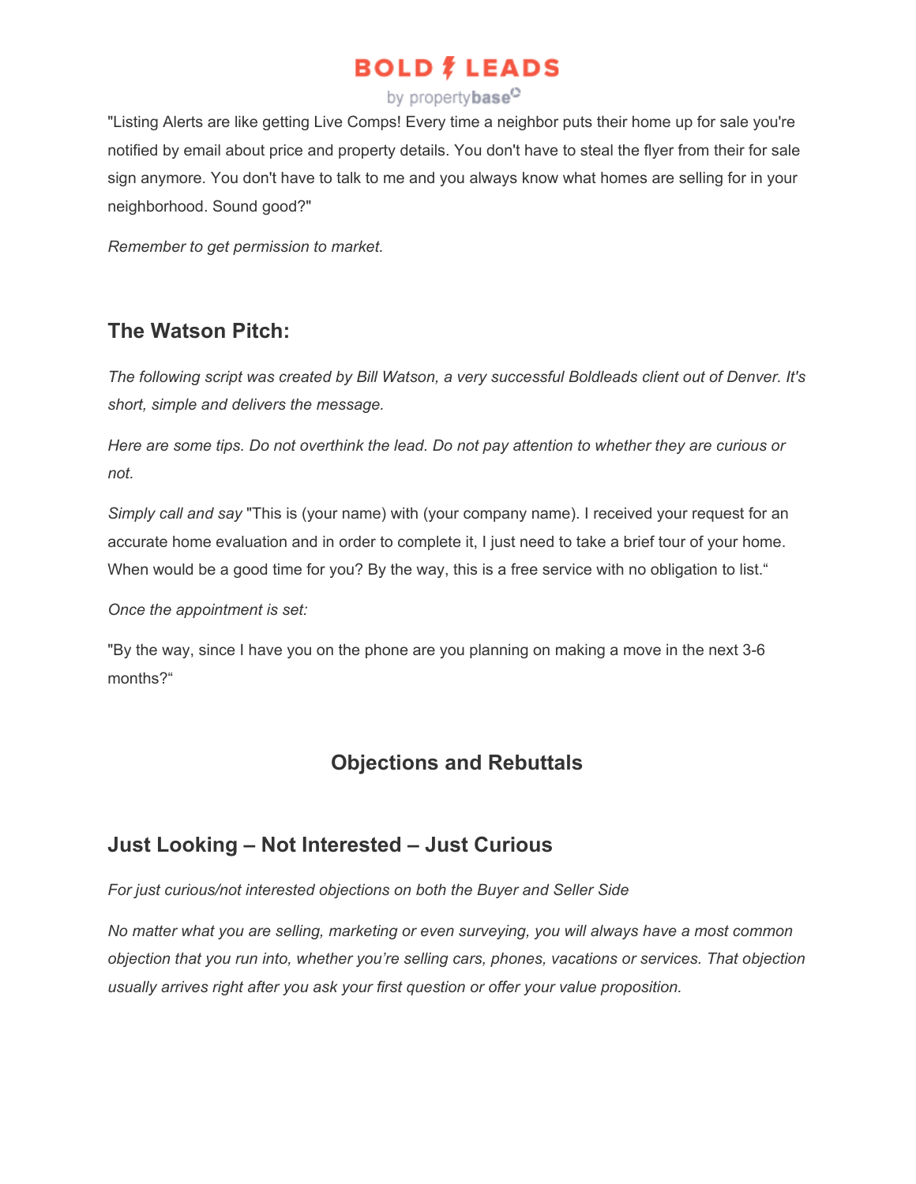"Listing Alerts are like getting Live Comps! Every time a neighbor puts their home up for sale you're notified by email about price and property details. You don't have to steal the flyer from their for sale sign anymore. You don't have to talk to me and you always know what homes are selling for in your neighborhood. Sound good?"

*Remember to get permission to market.*

## The Watson Pitch:

*The following script was created by Bill Watson, a very successful Boldleads client out of Denver. It's short, simple and delivers the message.*

*Here are some tips. Do not overthink the lead. Do not pay attention to whether they are curious or not.*

*Simply call and say* "This is (your name) with (your company name). I received your request for an accurate home evaluation and in order to complete it, I just need to take a brief tour of your home. When would be a good time for you? By the way, this is a free service with no obligation to list.“

*Once the appointment is set:*

"By the way, since I have you on the phone are you planning on making a move in the next 3-6 months?“

## Objections and Rebuttals

## Just Looking – Not Interested – Just Curious

*For just curious/not interested objections on both the Buyer and Seller Side*

*No matter what you are selling, marketing or even surveying, you will always have a most common objection that you run into, whether you’re selling cars, phones, vacations or services. That objection usually arrives right after you ask your first question or offer your value proposition.*